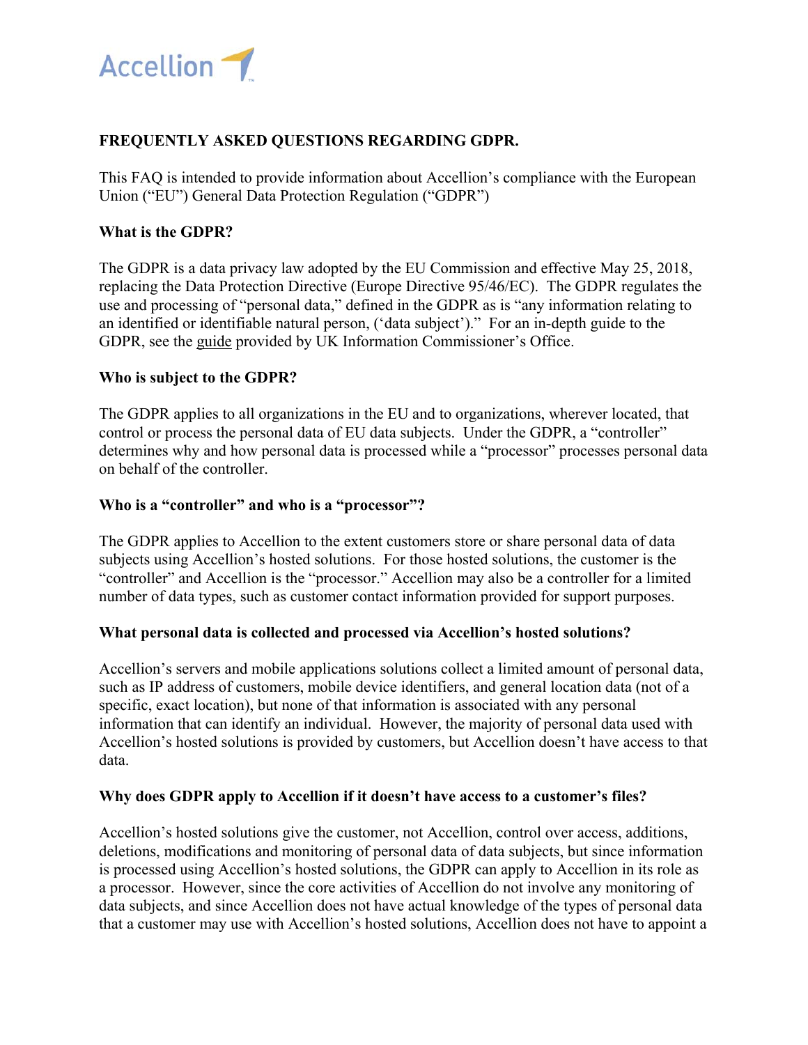# FREQUENTLY ASKED QUESTIONS REGARDING GDPR.

This FAQ is intended to provide information about Accellion's compliance with the European Union ("EU") General Data Protection Regulation ("GDPR")

## What is the GDPR?

The GDPR is a data privacy law adopted by the EU Commission and effective May 25, 2018, replacing the Data Protection Directive (Europe Directive 95/46/EC). The GDPR regulates the use and processing of "personal data," defined in the GDPR as is "any information relating to an identified or identifiable natural person, ('data subject')." For an in-depth guide to the GDPR, see the guide provided by UK Information Commissioner's Office.

## Who is subject to the GDPR?

The GDPR applies to all organizations in the EU and to organizations, wherever located, that control or process the personal data of EU data subjects. Under the GDPR, a "controller" determines why and how personal data is processed while a "processor" processes personal data on behalf of the controller.

## Who is a "controller" and who is a "processor"?

The GDPR applies to Accellion to the extent customers store or share personal data of data subjects using Accellion's hosted solutions. For those hosted solutions, the customer is the "controller" and Accellion is the "processor." Accellion may also be a controller for a limited number of data types, such as customer contact information provided for support purposes.

## What personal data is collected and processed via Accellion's hosted solutions?

Accellion's servers and mobile applications solutions collect a limited amount of personal data, such as IP address of customers, mobile device identifiers, and general location data (not of a specific, exact location), but none of that information is associated with any personal information that can identify an individual. However, the majority of personal data used with Accellion's hosted solutions is provided by customers, but Accellion doesn't have access to that data.

## Why does GDPR apply to Accellion if it doesn't have access to a customer's files?

Accellion's hosted solutions give the customer, not Accellion, control over access, additions, deletions, modifications and monitoring of personal data of data subjects, but since information is processed using Accellion's hosted solutions, the GDPR can apply to Accellion in its role as a processor. However, since the core activities of Accellion do not involve any monitoring of data subjects, and since Accellion does not have actual knowledge of the types of personal data that a customer may use with Accellion's hosted solutions, Accellion does not have to appoint a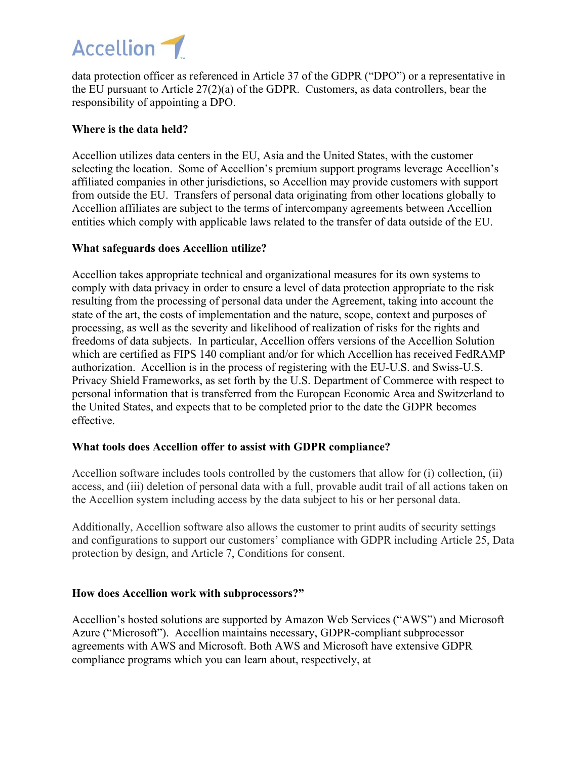data protection officer as referenced in Article 37 of the GDPR ("DPO") or a representative in the EU pursuant to Article 27(2)(a) of the GDPR. Customers, as data controllers, bear the responsibility of appointing a DPO.

**Where is the data held?**

Accellion utilizes data centers in the EU, Asia and the United States, with the customer selecting the location. Some of Accellion's premium support programs leverage Accellion's affiliated companies in other jurisdictions, so Accellion may provide customers with support from outside the EU. Transfers of personal data originating from other locations globally to Accellion affiliates are subject to the terms of intercompany agreements between Accellion entities which comply with applicable laws related to the transfer of data outside of the EU.

**What safeguards does Accellion utilize?**

Accellion takes appropriate technical and organizational measures for its own systems to comply with data privacy in order to ensure a level of data protection appropriate to the risk resulting from the processing of personal data under the Agreement, taking into account the state of the art, the costs of implementation and the nature, scope, context and purposes of processing, as well as the severity and likelihood of realization of risks for the rights and freedoms of data subjects. In particular, Accellion offers versions of the Accellion Solution which are certified as FIPS 140 compliant and/or for which Accellion has received FedRAMP authorization. Accellion is in the process of registering with the EU-U.S. and Swiss-U.S. Privacy Shield Frameworks, as set forth by the U.S. Department of Commerce with respect to personal information that is transferred from the European Economic Area and Switzerland to the United States, and expects that to be completed prior to the date the GDPR becomes effective.

**What tools does Accellion offer to assist with GDPR compliance?**

Accellion software includes tools controlled by the customers that allow for (i) collection, (ii) access, and (iii) deletion of personal data with a full, provable audit trail of all actions taken on the Accellion system including access by the data subject to his or her personal data.

Additionally, Accellion software also allows the customer to print audits of security settings and configurations to support our customers' compliance with GDPR including Article 25, Data protection by design, and Article 7, Conditions for consent.

**How does Accellion work with subprocessors?"**

Accellion's hosted solutions are supported by Amazon Web Services ("AWS") and Microsoft Azure ("Microsoft"). Accellion maintains necessary, GDPR-compliant subprocessor agreements with AWS and Microsoft. Both AWS and Microsoft have extensive GDPR compliance programs which you can learn about, respectively, at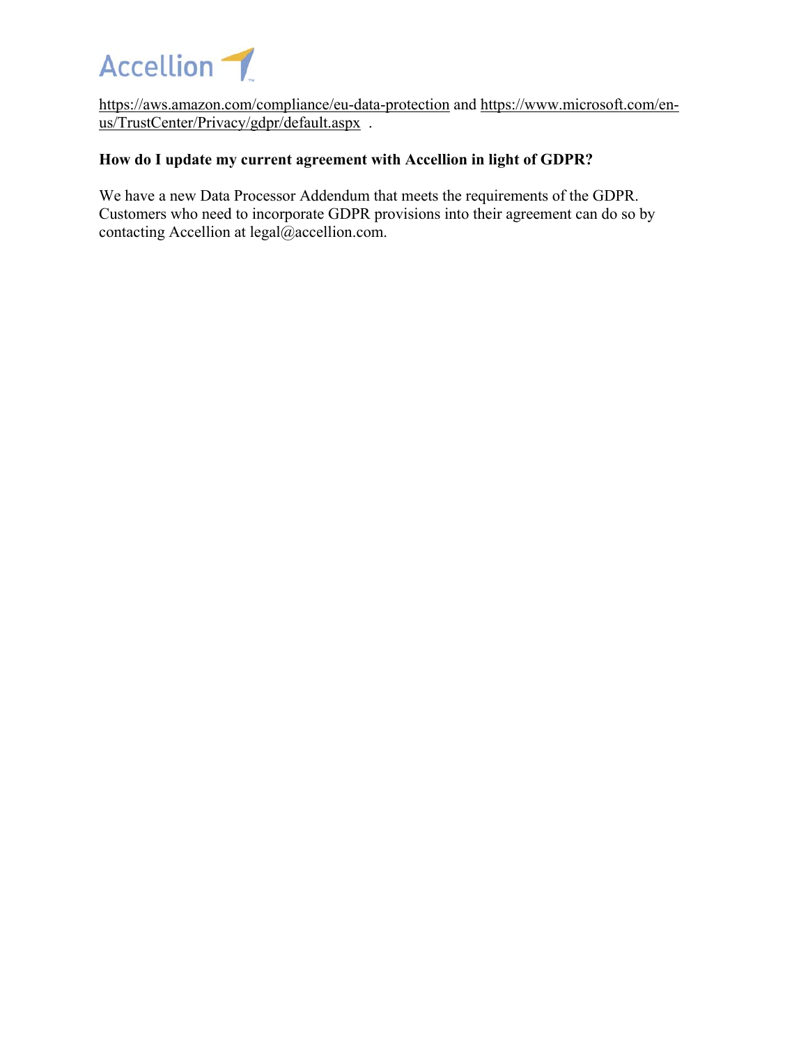https://aws.amazon.com/compliance/eu-data-protection and https://www.microsoft.com/en-us/TrustCenter/Privacy/gdpr/default.aspx .

**How do I update my current agreement with Accellion in light of GDPR?**

We have a new Data Processor Addendum that meets the requirements of the GDPR. Customers who need to incorporate GDPR provisions into their agreement can do so by contacting Accellion at legal@accellion.com.